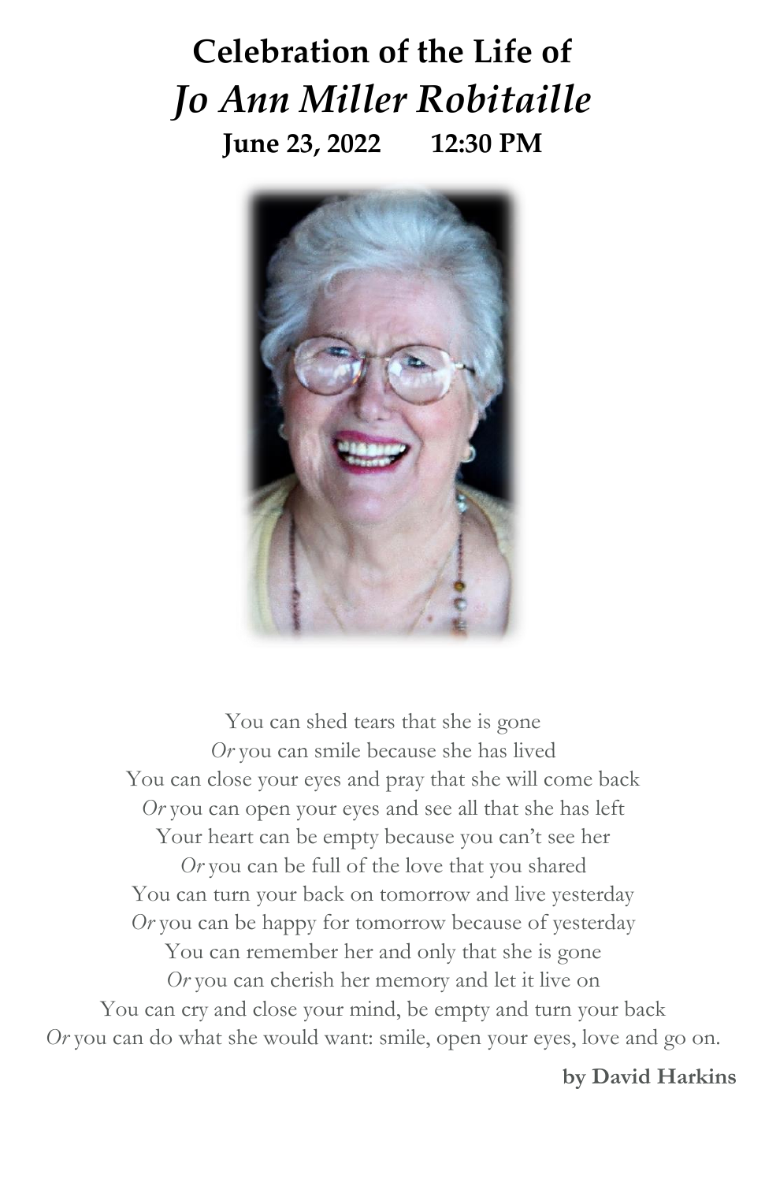# Celebration of the Life of

# *Jo Ann Miller Robitaille*

**June 23, 2022 12:30 PM**

You can shed tears that she is gone
*Or* you can smile because she has lived
You can close your eyes and pray that she will come back
*Or* you can open your eyes and see all that she has left
Your heart can be empty because you can't see her
*Or* you can be full of the love that you shared
You can turn your back on tomorrow and live yesterday
*Or* you can be happy for tomorrow because of yesterday
You can remember her and only that she is gone
*Or* you can cherish her memory and let it live on
You can cry and close your mind, be empty and turn your back
*Or* you can do what she would want: smile, open your eyes, love and go on.

**by David Harkins**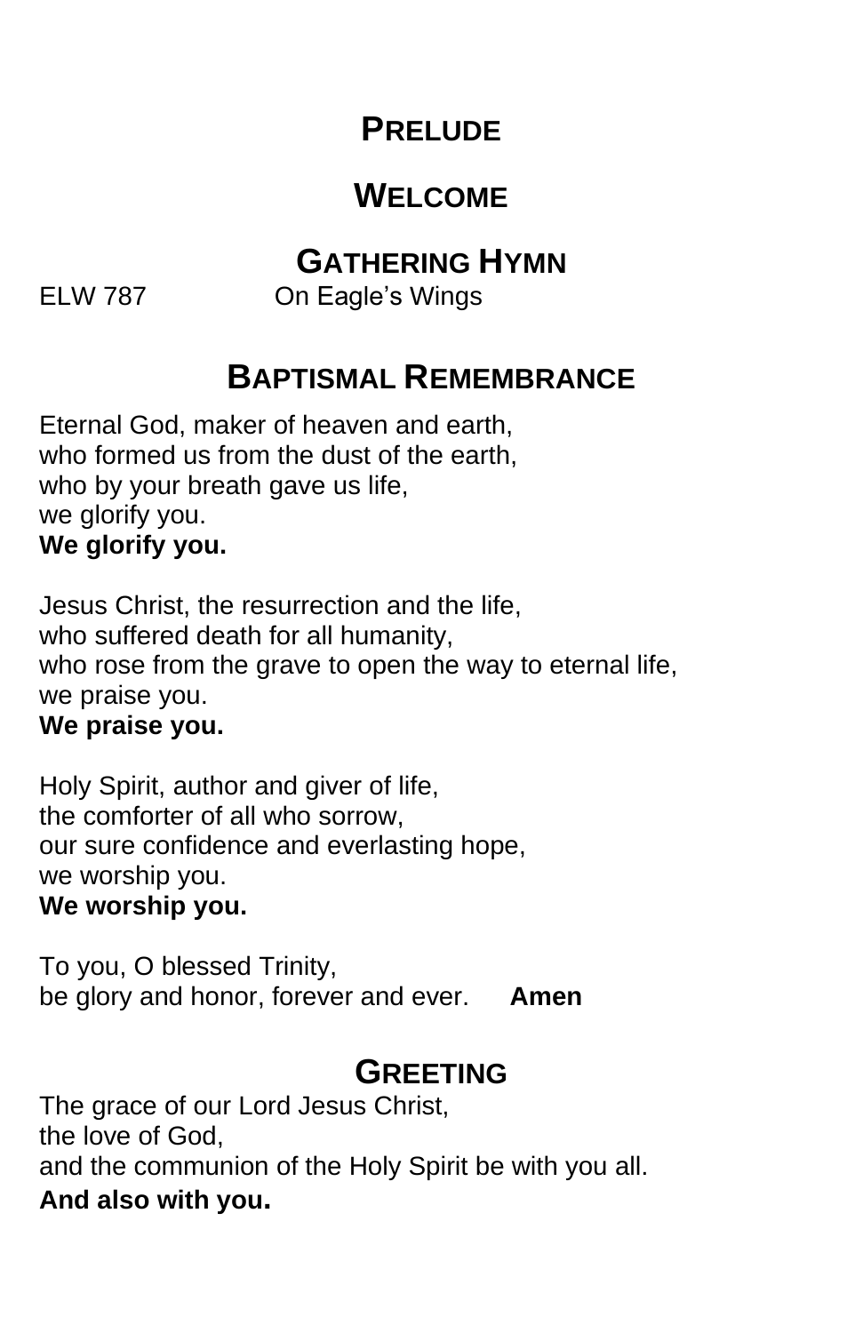## PRELUDE

## WELCOME

## GATHERING HYMN

ELW 787 On Eagle's Wings

## BAPTISMAL REMEMBRANCE

Eternal God, maker of heaven and earth,
who formed us from the dust of the earth,
who by your breath gave us life,
we glorify you.
**We glorify you.**

Jesus Christ, the resurrection and the life,
who suffered death for all humanity,
who rose from the grave to open the way to eternal life,
we praise you.
**We praise you.**

Holy Spirit, author and giver of life,
the comforter of all who sorrow,
our sure confidence and everlasting hope,
we worship you.
**We worship you.**

To you, O blessed Trinity,
be glory and honor, forever and ever. **Amen**

## GREETING

The grace of our Lord Jesus Christ,
the love of God,
and the communion of the Holy Spirit be with you all.
**And also with you.**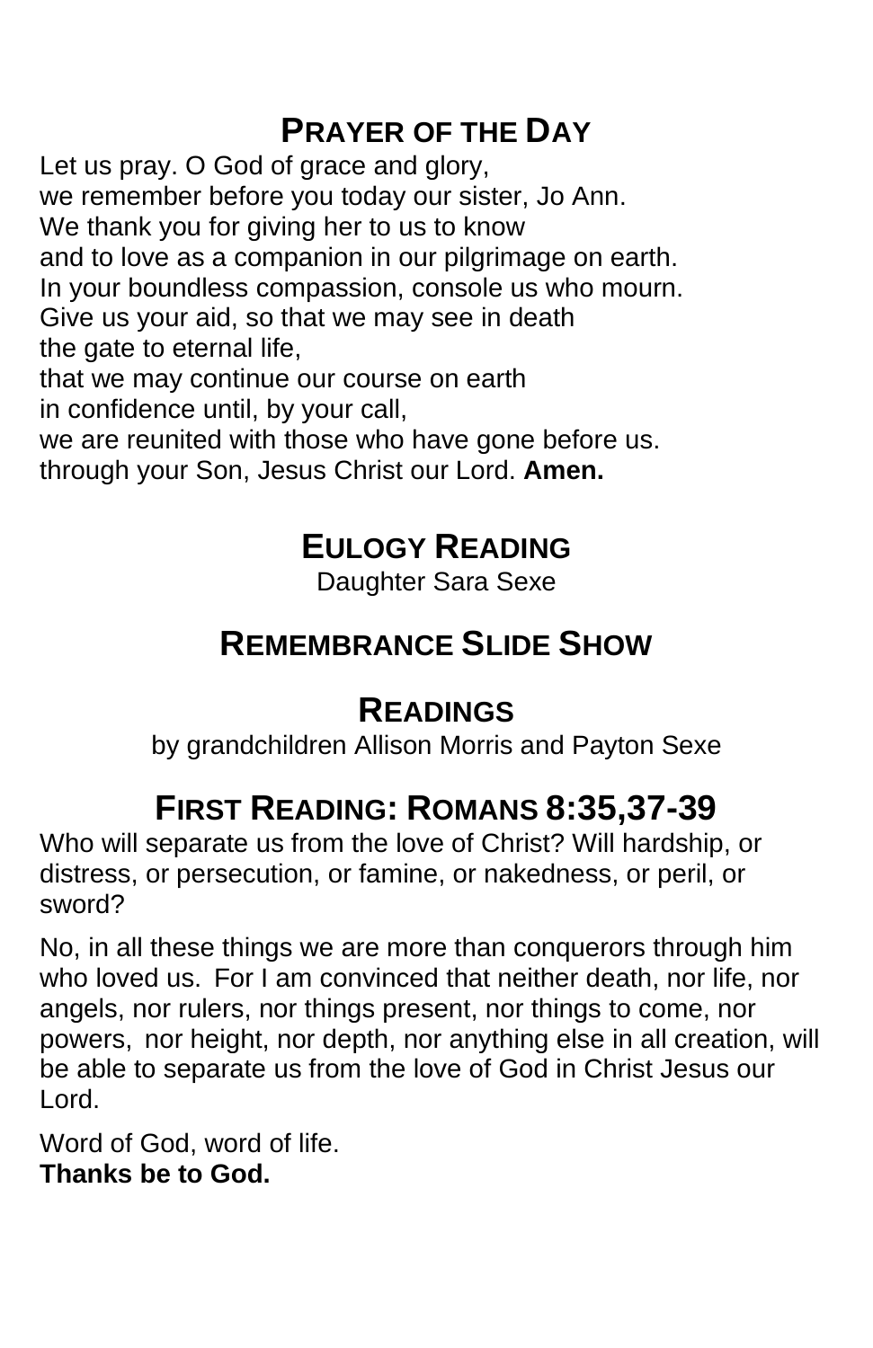## Prayer of the Day

Let us pray. O God of grace and glory,
we remember before you today our sister, Jo Ann.
We thank you for giving her to us to know
and to love as a companion in our pilgrimage on earth.
In your boundless compassion, console us who mourn.
Give us your aid, so that we may see in death
the gate to eternal life,
that we may continue our course on earth
in confidence until, by your call,
we are reunited with those who have gone before us.
through your Son, Jesus Christ our Lord. **Amen.**

## Eulogy Reading

Daughter Sara Sexe

## Remembrance Slide Show

## Readings

by grandchildren Allison Morris and Payton Sexe

## First Reading: Romans 8:35,37-39

Who will separate us from the love of Christ? Will hardship, or distress, or persecution, or famine, or nakedness, or peril, or sword?

No, in all these things we are more than conquerors through him who loved us. For I am convinced that neither death, nor life, nor angels, nor rulers, nor things present, nor things to come, nor powers, nor height, nor depth, nor anything else in all creation, will be able to separate us from the love of God in Christ Jesus our Lord.

Word of God, word of life.
**Thanks be to God.**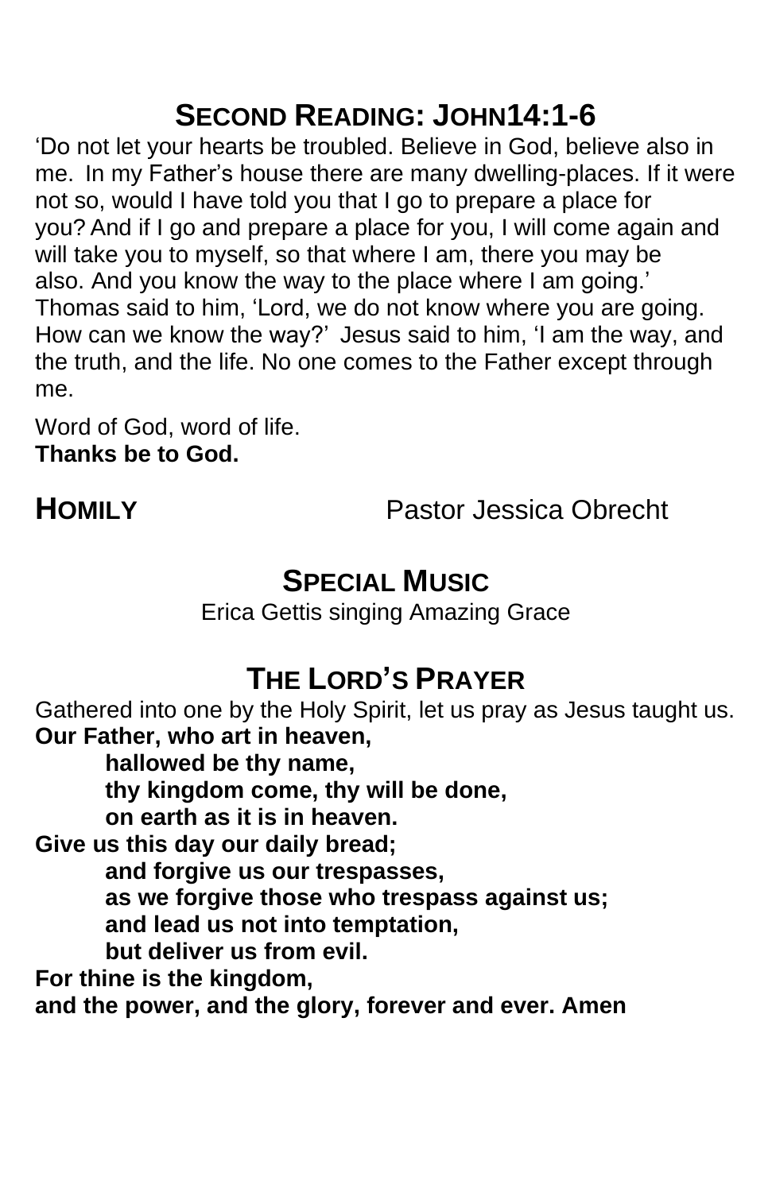## Second Reading: John14:1-6

'Do not let your hearts be troubled. Believe in God, believe also in me. In my Father's house there are many dwelling-places. If it were not so, would I have told you that I go to prepare a place for you? And if I go and prepare a place for you, I will come again and will take you to myself, so that where I am, there you may be also. And you know the way to the place where I am going.' Thomas said to him, 'Lord, we do not know where you are going. How can we know the way?' Jesus said to him, 'I am the way, and the truth, and the life. No one comes to the Father except through me.

Word of God, word of life.
**Thanks be to God.**

**Homily** Pastor Jessica Obrecht

## Special Music

Erica Gettis singing Amazing Grace

## The Lord's Prayer

Gathered into one by the Holy Spirit, let us pray as Jesus taught us.
**Our Father, who art in heaven,**
**hallowed be thy name,**
**thy kingdom come, thy will be done,**
**on earth as it is in heaven.**
**Give us this day our daily bread;**
**and forgive us our trespasses,**
**as we forgive those who trespass against us;**
**and lead us not into temptation,**
**but deliver us from evil.**
**For thine is the kingdom,**
**and the power, and the glory, forever and ever. Amen**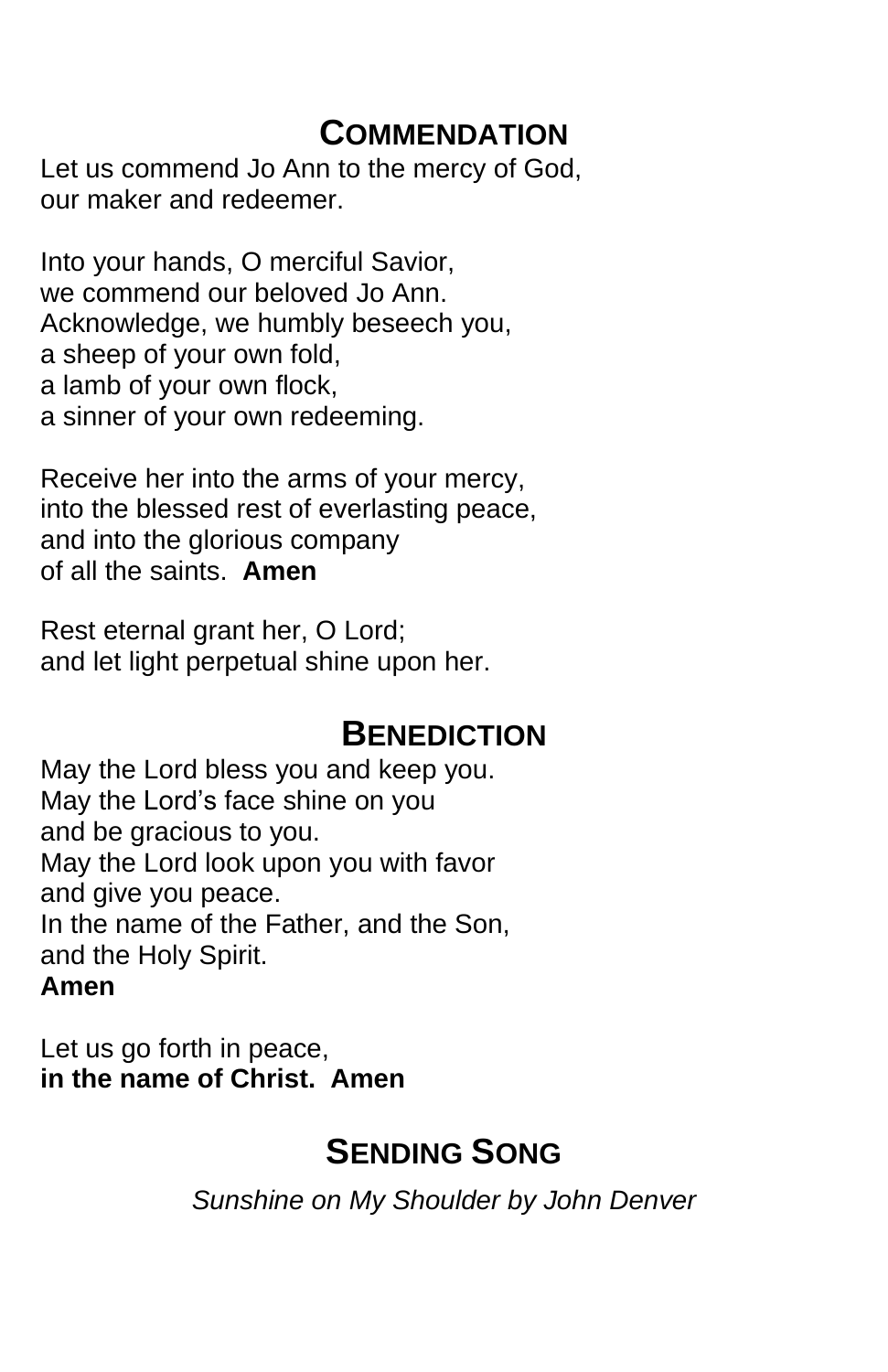## Commendation

Let us commend Jo Ann to the mercy of God,
our maker and redeemer.

Into your hands, O merciful Savior,
we commend our beloved Jo Ann.
Acknowledge, we humbly beseech you,
a sheep of your own fold,
a lamb of your own flock,
a sinner of your own redeeming.

Receive her into the arms of your mercy,
into the blessed rest of everlasting peace,
and into the glorious company
of all the saints. **Amen**

Rest eternal grant her, O Lord;
and let light perpetual shine upon her.

## Benediction

May the Lord bless you and keep you.
May the Lord's face shine on you
and be gracious to you.
May the Lord look upon you with favor
and give you peace.
In the name of the Father, and the Son,
and the Holy Spirit.
**Amen**

Let us go forth in peace,
**in the name of Christ. Amen**

## Sending Song

*Sunshine on My Shoulder by John Denver*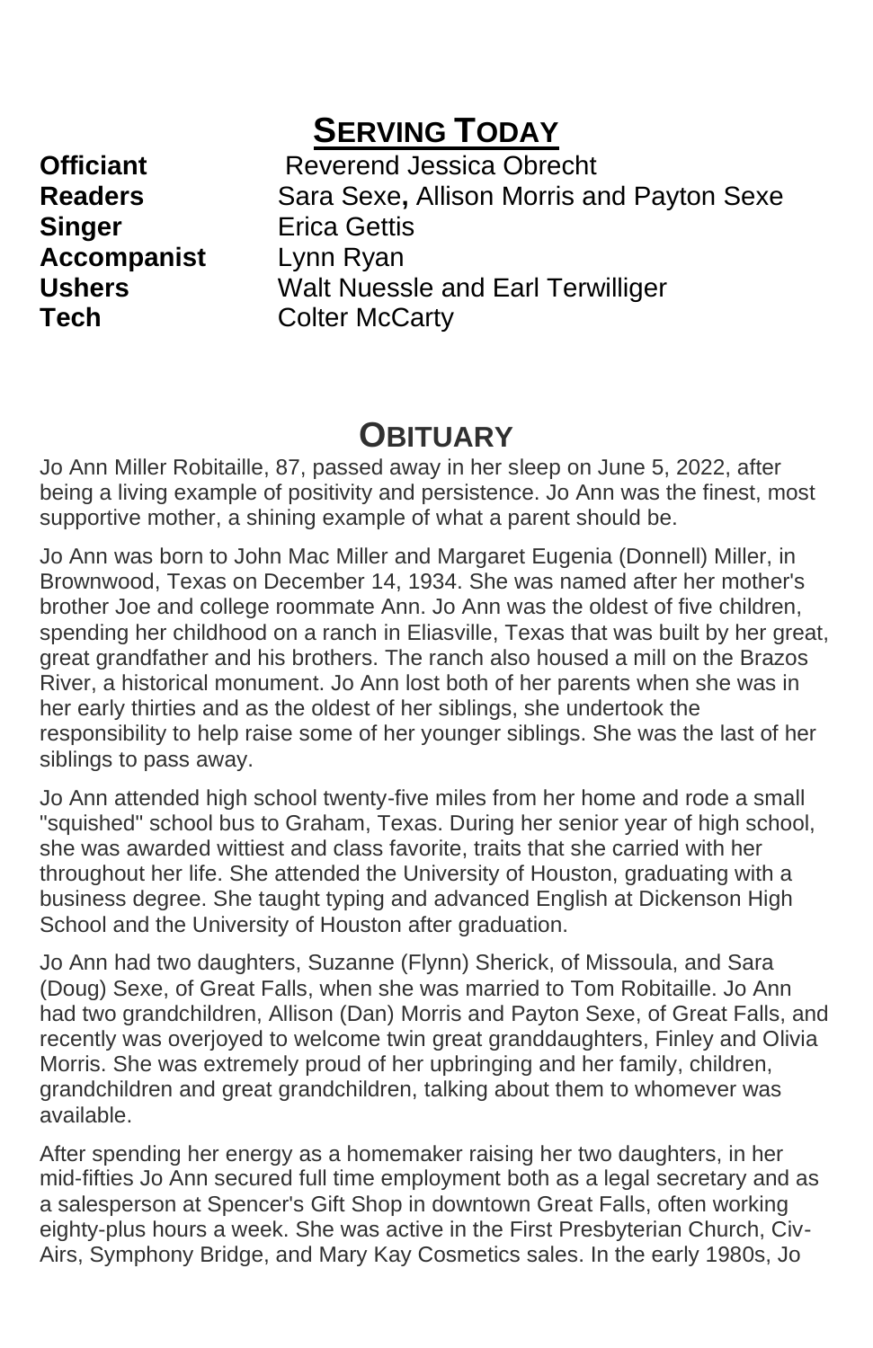## **SERVING TODAY**

**Officiant** Reverend Jessica Obrecht
**Readers** Sara Sexe**,** Allison Morris and Payton Sexe
**Singer** Erica Gettis
**Accompanist** Lynn Ryan
**Ushers** Walt Nuessle and Earl Terwilliger
**Tech** Colter McCarty

## **OBITUARY**

Jo Ann Miller Robitaille, 87, passed away in her sleep on June 5, 2022, after being a living example of positivity and persistence. Jo Ann was the finest, most supportive mother, a shining example of what a parent should be.

Jo Ann was born to John Mac Miller and Margaret Eugenia (Donnell) Miller, in Brownwood, Texas on December 14, 1934. She was named after her mother's brother Joe and college roommate Ann. Jo Ann was the oldest of five children, spending her childhood on a ranch in Eliasville, Texas that was built by her great, great grandfather and his brothers. The ranch also housed a mill on the Brazos River, a historical monument. Jo Ann lost both of her parents when she was in her early thirties and as the oldest of her siblings, she undertook the responsibility to help raise some of her younger siblings. She was the last of her siblings to pass away.

Jo Ann attended high school twenty-five miles from her home and rode a small "squished" school bus to Graham, Texas. During her senior year of high school, she was awarded wittiest and class favorite, traits that she carried with her throughout her life. She attended the University of Houston, graduating with a business degree. She taught typing and advanced English at Dickenson High School and the University of Houston after graduation.

Jo Ann had two daughters, Suzanne (Flynn) Sherick, of Missoula, and Sara (Doug) Sexe, of Great Falls, when she was married to Tom Robitaille. Jo Ann had two grandchildren, Allison (Dan) Morris and Payton Sexe, of Great Falls, and recently was overjoyed to welcome twin great granddaughters, Finley and Olivia Morris. She was extremely proud of her upbringing and her family, children, grandchildren and great grandchildren, talking about them to whomever was available.

After spending her energy as a homemaker raising her two daughters, in her mid-fifties Jo Ann secured full time employment both as a legal secretary and as a salesperson at Spencer's Gift Shop in downtown Great Falls, often working eighty-plus hours a week. She was active in the First Presbyterian Church, Civ-Airs, Symphony Bridge, and Mary Kay Cosmetics sales. In the early 1980s, Jo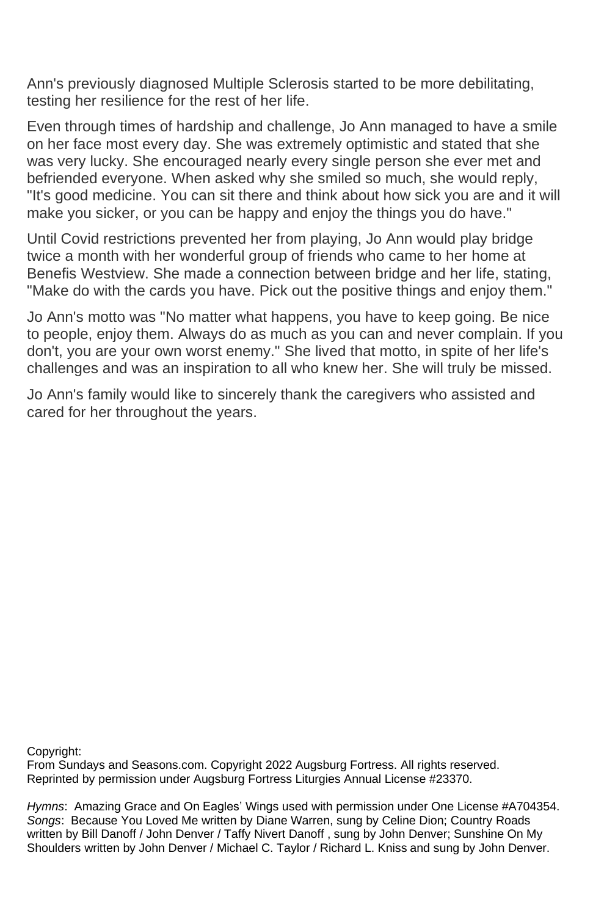Ann's previously diagnosed Multiple Sclerosis started to be more debilitating, testing her resilience for the rest of her life.

Even through times of hardship and challenge, Jo Ann managed to have a smile on her face most every day. She was extremely optimistic and stated that she was very lucky. She encouraged nearly every single person she ever met and befriended everyone. When asked why she smiled so much, she would reply, "It's good medicine. You can sit there and think about how sick you are and it will make you sicker, or you can be happy and enjoy the things you do have."

Until Covid restrictions prevented her from playing, Jo Ann would play bridge twice a month with her wonderful group of friends who came to her home at Benefis Westview. She made a connection between bridge and her life, stating, "Make do with the cards you have. Pick out the positive things and enjoy them."

Jo Ann's motto was "No matter what happens, you have to keep going. Be nice to people, enjoy them. Always do as much as you can and never complain. If you don't, you are your own worst enemy." She lived that motto, in spite of her life's challenges and was an inspiration to all who knew her. She will truly be missed.

Jo Ann's family would like to sincerely thank the caregivers who assisted and cared for her throughout the years.

Copyright:
From Sundays and Seasons.com. Copyright 2022 Augsburg Fortress. All rights reserved.
Reprinted by permission under Augsburg Fortress Liturgies Annual License #23370.

*Hymns*: Amazing Grace and On Eagles' Wings used with permission under One License #A704354.
*Songs*: Because You Loved Me written by Diane Warren, sung by Celine Dion; Country Roads written by Bill Danoff / John Denver / Taffy Nivert Danoff , sung by John Denver; Sunshine On My Shoulders written by John Denver / Michael C. Taylor / Richard L. Kniss and sung by John Denver.